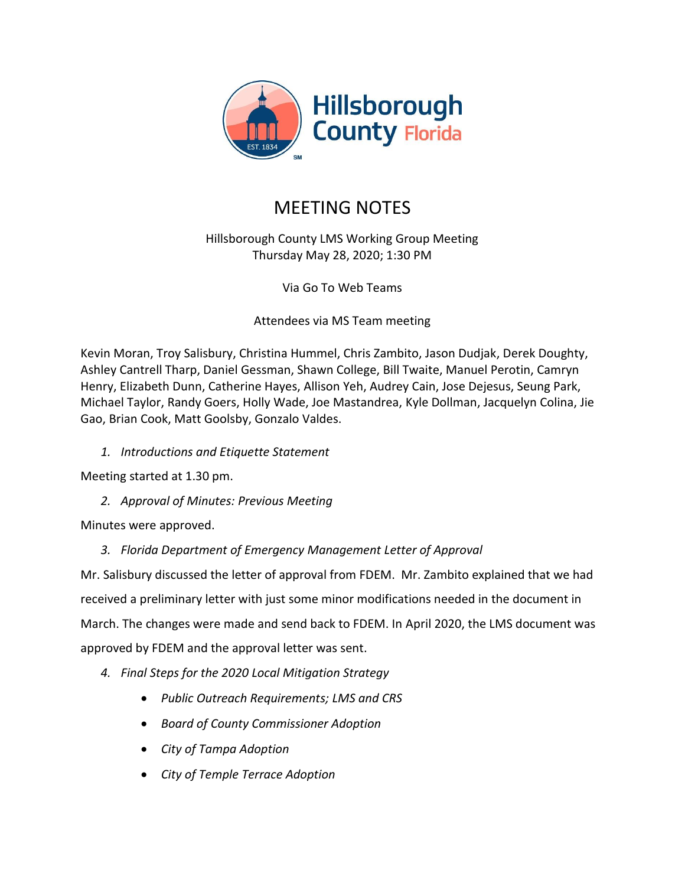Hillsborough County Florida

# MEETING NOTES

Hillsborough County LMS Working Group Meeting
Thursday May 28, 2020; 1:30 PM

Via Go To Web Teams

Attendees via MS Team meeting

Kevin Moran, Troy Salisbury, Christina Hummel, Chris Zambito, Jason Dudjak, Derek Doughty, Ashley Cantrell Tharp, Daniel Gessman, Shawn College, Bill Twaite, Manuel Perotin, Camryn Henry, Elizabeth Dunn, Catherine Hayes, Allison Yeh, Audrey Cain, Jose Dejesus, Seung Park, Michael Taylor, Randy Goers, Holly Wade, Joe Mastandrea, Kyle Dollman, Jacquelyn Colina, Jie Gao, Brian Cook, Matt Goolsby, Gonzalo Valdes.

1. *Introductions and Etiquette Statement*

Meeting started at 1.30 pm.

2. *Approval of Minutes: Previous Meeting*

Minutes were approved.

3. *Florida Department of Emergency Management Letter of Approval*

Mr. Salisbury discussed the letter of approval from FDEM. Mr. Zambito explained that we had received a preliminary letter with just some minor modifications needed in the document in March. The changes were made and send back to FDEM. In April 2020, the LMS document was approved by FDEM and the approval letter was sent.

4. *Final Steps for the 2020 Local Mitigation Strategy*
   - *Public Outreach Requirements; LMS and CRS*
   - *Board of County Commissioner Adoption*
   - *City of Tampa Adoption*
   - *City of Temple Terrace Adoption*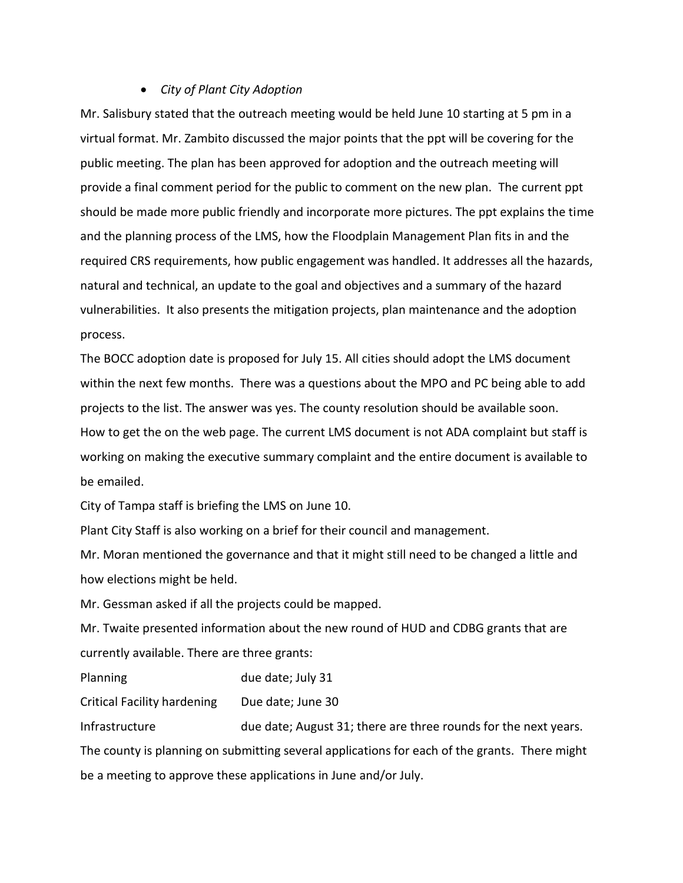- *City of Plant City Adoption*

Mr. Salisbury stated that the outreach meeting would be held June 10 starting at 5 pm in a virtual format. Mr. Zambito discussed the major points that the ppt will be covering for the public meeting. The plan has been approved for adoption and the outreach meeting will provide a final comment period for the public to comment on the new plan. The current ppt should be made more public friendly and incorporate more pictures. The ppt explains the time and the planning process of the LMS, how the Floodplain Management Plan fits in and the required CRS requirements, how public engagement was handled. It addresses all the hazards, natural and technical, an update to the goal and objectives and a summary of the hazard vulnerabilities. It also presents the mitigation projects, plan maintenance and the adoption process.

The BOCC adoption date is proposed for July 15. All cities should adopt the LMS document within the next few months. There was a questions about the MPO and PC being able to add projects to the list. The answer was yes. The county resolution should be available soon. How to get the on the web page. The current LMS document is not ADA complaint but staff is working on making the executive summary complaint and the entire document is available to be emailed.

City of Tampa staff is briefing the LMS on June 10.

Plant City Staff is also working on a brief for their council and management.

Mr. Moran mentioned the governance and that it might still need to be changed a little and how elections might be held.

Mr. Gessman asked if all the projects could be mapped.

Mr. Twaite presented information about the new round of HUD and CDBG grants that are currently available. There are three grants:

| | |
|---|---|
| Planning | due date; July 31 |
| Critical Facility hardening | Due date; June 30 |
| Infrastructure | due date; August 31; there are three rounds for the next years. |

The county is planning on submitting several applications for each of the grants. There might be a meeting to approve these applications in June and/or July.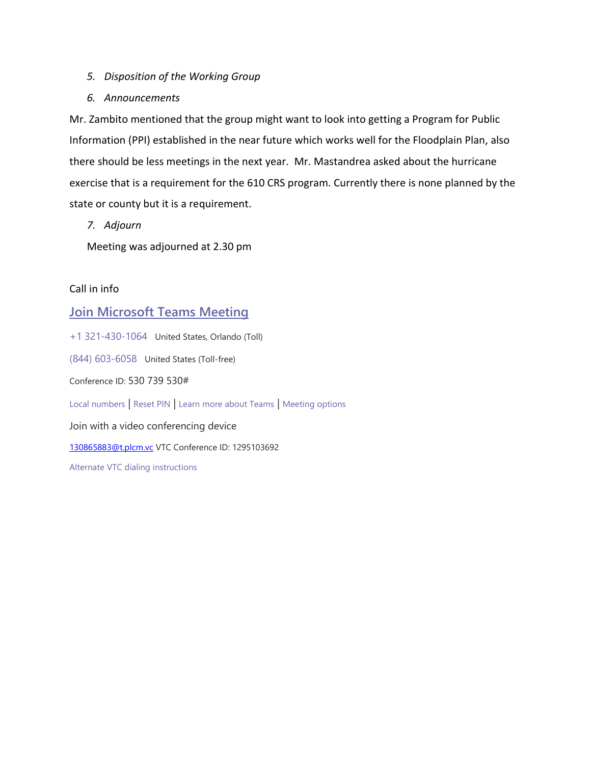5. *Disposition of the Working Group*

6. *Announcements*

Mr. Zambito mentioned that the group might want to look into getting a Program for Public Information (PPI) established in the near future which works well for the Floodplain Plan, also there should be less meetings in the next year. Mr. Mastandrea asked about the hurricane exercise that is a requirement for the 610 CRS program. Currently there is none planned by the state or county but it is a requirement.

7. *Adjourn*

Meeting was adjourned at 2.30 pm

Call in info

## Join Microsoft Teams Meeting

+1 321-430-1064 United States, Orlando (Toll)

(844) 603-6058 United States (Toll-free)

Conference ID: 530 739 530#

Local numbers | Reset PIN | Learn more about Teams | Meeting options

Join with a video conferencing device

130865883@t.plcm.vc VTC Conference ID: 1295103692

Alternate VTC dialing instructions